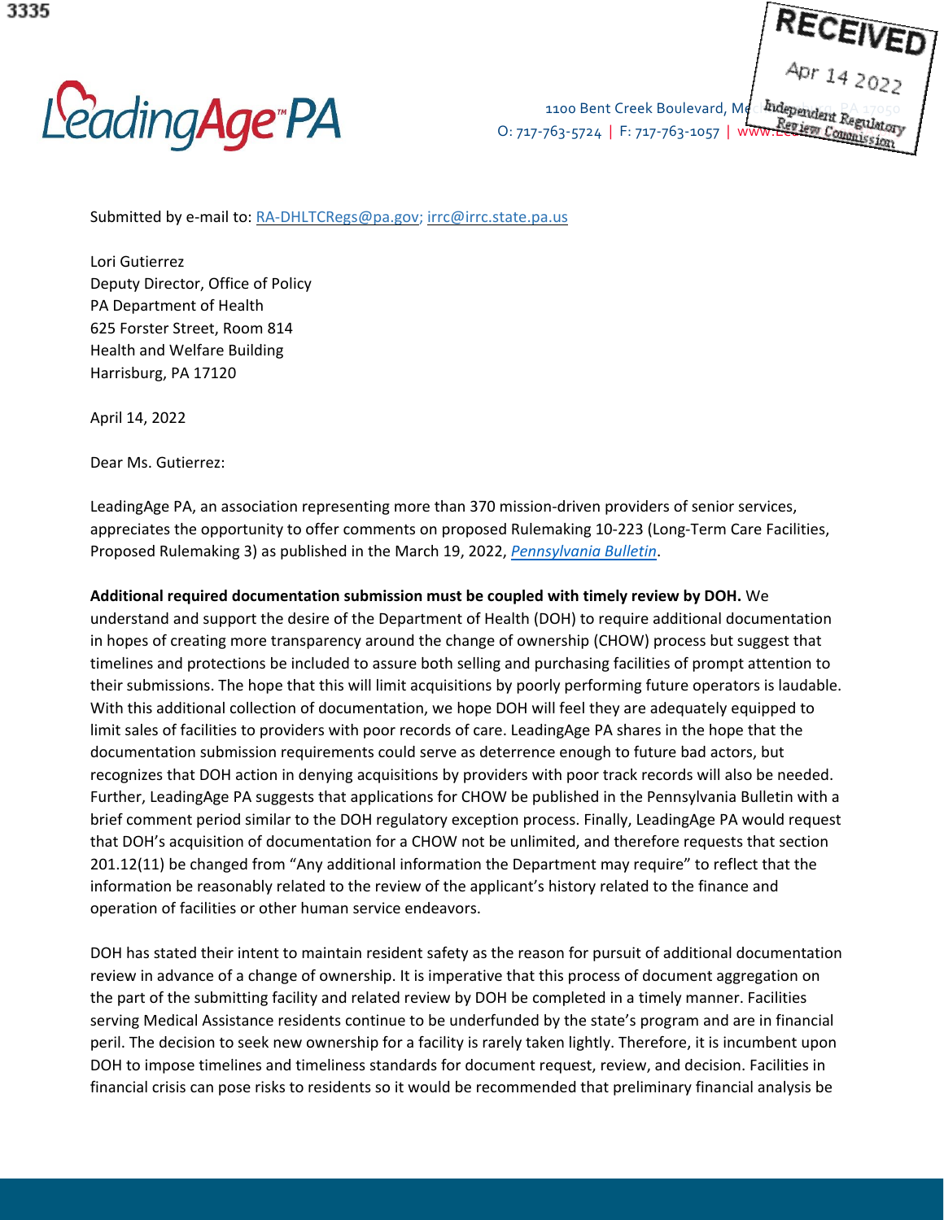3335

LeadingAge PA

1100 Bent Creek Boulevard, Mechanicsburg, PA 17050
O: 717-763-5724 | F: 717-763-1057 | www.LeadingAgePA.org

RECEIVED
Apr 14 2022
Independent Regulatory Review Commission

Submitted by e-mail to: RA-DHLTCRegs@pa.gov; irrc@irrc.state.pa.us

Lori Gutierrez
Deputy Director, Office of Policy
PA Department of Health
625 Forster Street, Room 814
Health and Welfare Building
Harrisburg, PA 17120

April 14, 2022

Dear Ms. Gutierrez:

LeadingAge PA, an association representing more than 370 mission-driven providers of senior services, appreciates the opportunity to offer comments on proposed Rulemaking 10-223 (Long-Term Care Facilities, Proposed Rulemaking 3) as published in the March 19, 2022, *Pennsylvania Bulletin*.

**Additional required documentation submission must be coupled with timely review by DOH.** We understand and support the desire of the Department of Health (DOH) to require additional documentation in hopes of creating more transparency around the change of ownership (CHOW) process but suggest that timelines and protections be included to assure both selling and purchasing facilities of prompt attention to their submissions. The hope that this will limit acquisitions by poorly performing future operators is laudable. With this additional collection of documentation, we hope DOH will feel they are adequately equipped to limit sales of facilities to providers with poor records of care. LeadingAge PA shares in the hope that the documentation submission requirements could serve as deterrence enough to future bad actors, but recognizes that DOH action in denying acquisitions by providers with poor track records will also be needed. Further, LeadingAge PA suggests that applications for CHOW be published in the Pennsylvania Bulletin with a brief comment period similar to the DOH regulatory exception process. Finally, LeadingAge PA would request that DOH's acquisition of documentation for a CHOW not be unlimited, and therefore requests that section 201.12(11) be changed from "Any additional information the Department may require" to reflect that the information be reasonably related to the review of the applicant's history related to the finance and operation of facilities or other human service endeavors.

DOH has stated their intent to maintain resident safety as the reason for pursuit of additional documentation review in advance of a change of ownership. It is imperative that this process of document aggregation on the part of the submitting facility and related review by DOH be completed in a timely manner. Facilities serving Medical Assistance residents continue to be underfunded by the state's program and are in financial peril. The decision to seek new ownership for a facility is rarely taken lightly. Therefore, it is incumbent upon DOH to impose timelines and timeliness standards for document request, review, and decision. Facilities in financial crisis can pose risks to residents so it would be recommended that preliminary financial analysis be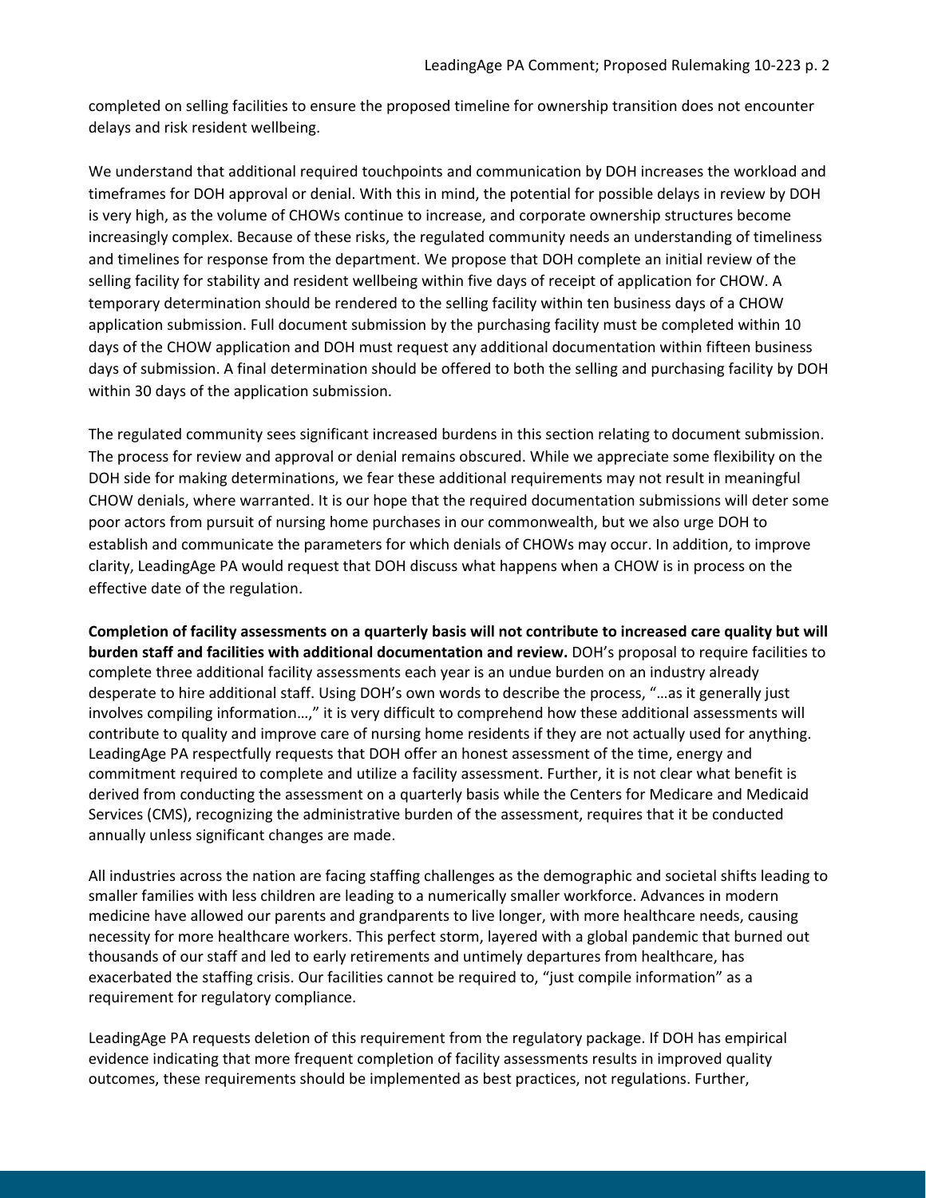completed on selling facilities to ensure the proposed timeline for ownership transition does not encounter delays and risk resident wellbeing.

We understand that additional required touchpoints and communication by DOH increases the workload and timeframes for DOH approval or denial. With this in mind, the potential for possible delays in review by DOH is very high, as the volume of CHOWs continue to increase, and corporate ownership structures become increasingly complex. Because of these risks, the regulated community needs an understanding of timeliness and timelines for response from the department. We propose that DOH complete an initial review of the selling facility for stability and resident wellbeing within five days of receipt of application for CHOW. A temporary determination should be rendered to the selling facility within ten business days of a CHOW application submission. Full document submission by the purchasing facility must be completed within 10 days of the CHOW application and DOH must request any additional documentation within fifteen business days of submission. A final determination should be offered to both the selling and purchasing facility by DOH within 30 days of the application submission.

The regulated community sees significant increased burdens in this section relating to document submission. The process for review and approval or denial remains obscured. While we appreciate some flexibility on the DOH side for making determinations, we fear these additional requirements may not result in meaningful CHOW denials, where warranted. It is our hope that the required documentation submissions will deter some poor actors from pursuit of nursing home purchases in our commonwealth, but we also urge DOH to establish and communicate the parameters for which denials of CHOWs may occur. In addition, to improve clarity, LeadingAge PA would request that DOH discuss what happens when a CHOW is in process on the effective date of the regulation.

**Completion of facility assessments on a quarterly basis will not contribute to increased care quality but will burden staff and facilities with additional documentation and review.** DOH's proposal to require facilities to complete three additional facility assessments each year is an undue burden on an industry already desperate to hire additional staff. Using DOH's own words to describe the process, "…as it generally just involves compiling information…," it is very difficult to comprehend how these additional assessments will contribute to quality and improve care of nursing home residents if they are not actually used for anything. LeadingAge PA respectfully requests that DOH offer an honest assessment of the time, energy and commitment required to complete and utilize a facility assessment. Further, it is not clear what benefit is derived from conducting the assessment on a quarterly basis while the Centers for Medicare and Medicaid Services (CMS), recognizing the administrative burden of the assessment, requires that it be conducted annually unless significant changes are made.

All industries across the nation are facing staffing challenges as the demographic and societal shifts leading to smaller families with less children are leading to a numerically smaller workforce. Advances in modern medicine have allowed our parents and grandparents to live longer, with more healthcare needs, causing necessity for more healthcare workers. This perfect storm, layered with a global pandemic that burned out thousands of our staff and led to early retirements and untimely departures from healthcare, has exacerbated the staffing crisis. Our facilities cannot be required to, "just compile information" as a requirement for regulatory compliance.

LeadingAge PA requests deletion of this requirement from the regulatory package. If DOH has empirical evidence indicating that more frequent completion of facility assessments results in improved quality outcomes, these requirements should be implemented as best practices, not regulations. Further,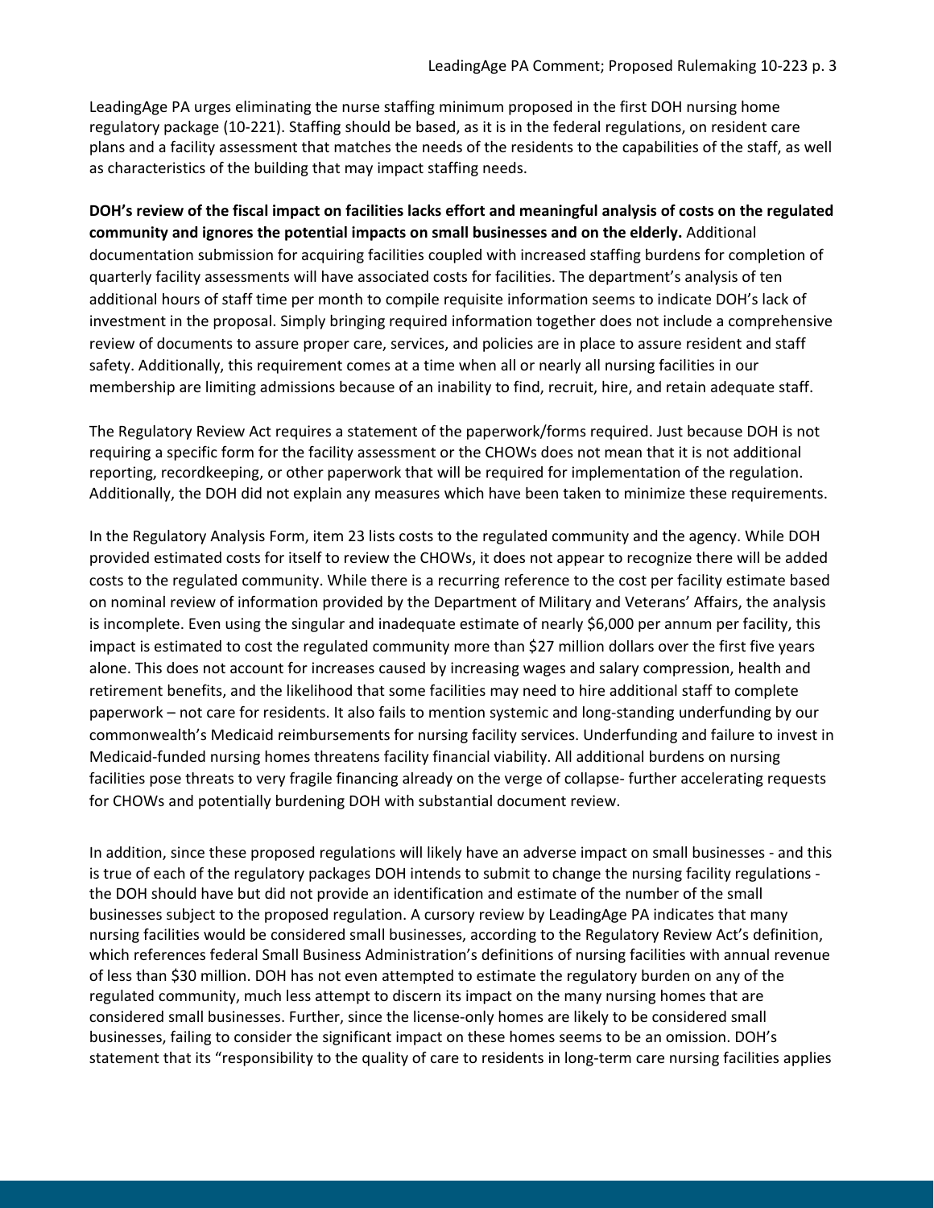LeadingAge PA urges eliminating the nurse staffing minimum proposed in the first DOH nursing home regulatory package (10-221). Staffing should be based, as it is in the federal regulations, on resident care plans and a facility assessment that matches the needs of the residents to the capabilities of the staff, as well as characteristics of the building that may impact staffing needs.

**DOH's review of the fiscal impact on facilities lacks effort and meaningful analysis of costs on the regulated community and ignores the potential impacts on small businesses and on the elderly.** Additional documentation submission for acquiring facilities coupled with increased staffing burdens for completion of quarterly facility assessments will have associated costs for facilities. The department's analysis of ten additional hours of staff time per month to compile requisite information seems to indicate DOH's lack of investment in the proposal. Simply bringing required information together does not include a comprehensive review of documents to assure proper care, services, and policies are in place to assure resident and staff safety. Additionally, this requirement comes at a time when all or nearly all nursing facilities in our membership are limiting admissions because of an inability to find, recruit, hire, and retain adequate staff.

The Regulatory Review Act requires a statement of the paperwork/forms required. Just because DOH is not requiring a specific form for the facility assessment or the CHOWs does not mean that it is not additional reporting, recordkeeping, or other paperwork that will be required for implementation of the regulation. Additionally, the DOH did not explain any measures which have been taken to minimize these requirements.

In the Regulatory Analysis Form, item 23 lists costs to the regulated community and the agency. While DOH provided estimated costs for itself to review the CHOWs, it does not appear to recognize there will be added costs to the regulated community. While there is a recurring reference to the cost per facility estimate based on nominal review of information provided by the Department of Military and Veterans' Affairs, the analysis is incomplete. Even using the singular and inadequate estimate of nearly $6,000 per annum per facility, this impact is estimated to cost the regulated community more than $27 million dollars over the first five years alone. This does not account for increases caused by increasing wages and salary compression, health and retirement benefits, and the likelihood that some facilities may need to hire additional staff to complete paperwork – not care for residents. It also fails to mention systemic and long-standing underfunding by our commonwealth's Medicaid reimbursements for nursing facility services. Underfunding and failure to invest in Medicaid-funded nursing homes threatens facility financial viability. All additional burdens on nursing facilities pose threats to very fragile financing already on the verge of collapse- further accelerating requests for CHOWs and potentially burdening DOH with substantial document review.

In addition, since these proposed regulations will likely have an adverse impact on small businesses - and this is true of each of the regulatory packages DOH intends to submit to change the nursing facility regulations - the DOH should have but did not provide an identification and estimate of the number of the small businesses subject to the proposed regulation. A cursory review by LeadingAge PA indicates that many nursing facilities would be considered small businesses, according to the Regulatory Review Act's definition, which references federal Small Business Administration's definitions of nursing facilities with annual revenue of less than $30 million. DOH has not even attempted to estimate the regulatory burden on any of the regulated community, much less attempt to discern its impact on the many nursing homes that are considered small businesses. Further, since the license-only homes are likely to be considered small businesses, failing to consider the significant impact on these homes seems to be an omission. DOH's statement that its "responsibility to the quality of care to residents in long-term care nursing facilities applies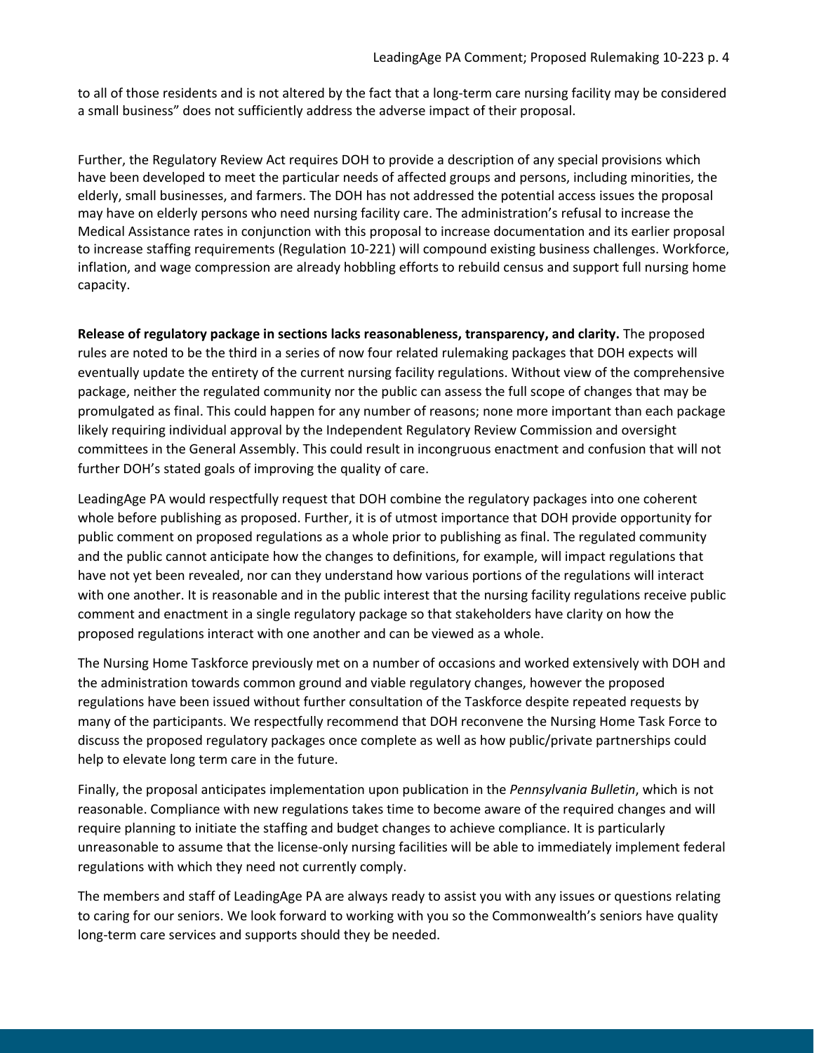to all of those residents and is not altered by the fact that a long-term care nursing facility may be considered a small business" does not sufficiently address the adverse impact of their proposal.

Further, the Regulatory Review Act requires DOH to provide a description of any special provisions which have been developed to meet the particular needs of affected groups and persons, including minorities, the elderly, small businesses, and farmers. The DOH has not addressed the potential access issues the proposal may have on elderly persons who need nursing facility care. The administration's refusal to increase the Medical Assistance rates in conjunction with this proposal to increase documentation and its earlier proposal to increase staffing requirements (Regulation 10-221) will compound existing business challenges. Workforce, inflation, and wage compression are already hobbling efforts to rebuild census and support full nursing home capacity.

**Release of regulatory package in sections lacks reasonableness, transparency, and clarity.** The proposed rules are noted to be the third in a series of now four related rulemaking packages that DOH expects will eventually update the entirety of the current nursing facility regulations. Without view of the comprehensive package, neither the regulated community nor the public can assess the full scope of changes that may be promulgated as final. This could happen for any number of reasons; none more important than each package likely requiring individual approval by the Independent Regulatory Review Commission and oversight committees in the General Assembly. This could result in incongruous enactment and confusion that will not further DOH's stated goals of improving the quality of care.

LeadingAge PA would respectfully request that DOH combine the regulatory packages into one coherent whole before publishing as proposed. Further, it is of utmost importance that DOH provide opportunity for public comment on proposed regulations as a whole prior to publishing as final. The regulated community and the public cannot anticipate how the changes to definitions, for example, will impact regulations that have not yet been revealed, nor can they understand how various portions of the regulations will interact with one another. It is reasonable and in the public interest that the nursing facility regulations receive public comment and enactment in a single regulatory package so that stakeholders have clarity on how the proposed regulations interact with one another and can be viewed as a whole.

The Nursing Home Taskforce previously met on a number of occasions and worked extensively with DOH and the administration towards common ground and viable regulatory changes, however the proposed regulations have been issued without further consultation of the Taskforce despite repeated requests by many of the participants. We respectfully recommend that DOH reconvene the Nursing Home Task Force to discuss the proposed regulatory packages once complete as well as how public/private partnerships could help to elevate long term care in the future.

Finally, the proposal anticipates implementation upon publication in the *Pennsylvania Bulletin*, which is not reasonable. Compliance with new regulations takes time to become aware of the required changes and will require planning to initiate the staffing and budget changes to achieve compliance. It is particularly unreasonable to assume that the license-only nursing facilities will be able to immediately implement federal regulations with which they need not currently comply.

The members and staff of LeadingAge PA are always ready to assist you with any issues or questions relating to caring for our seniors. We look forward to working with you so the Commonwealth's seniors have quality long-term care services and supports should they be needed.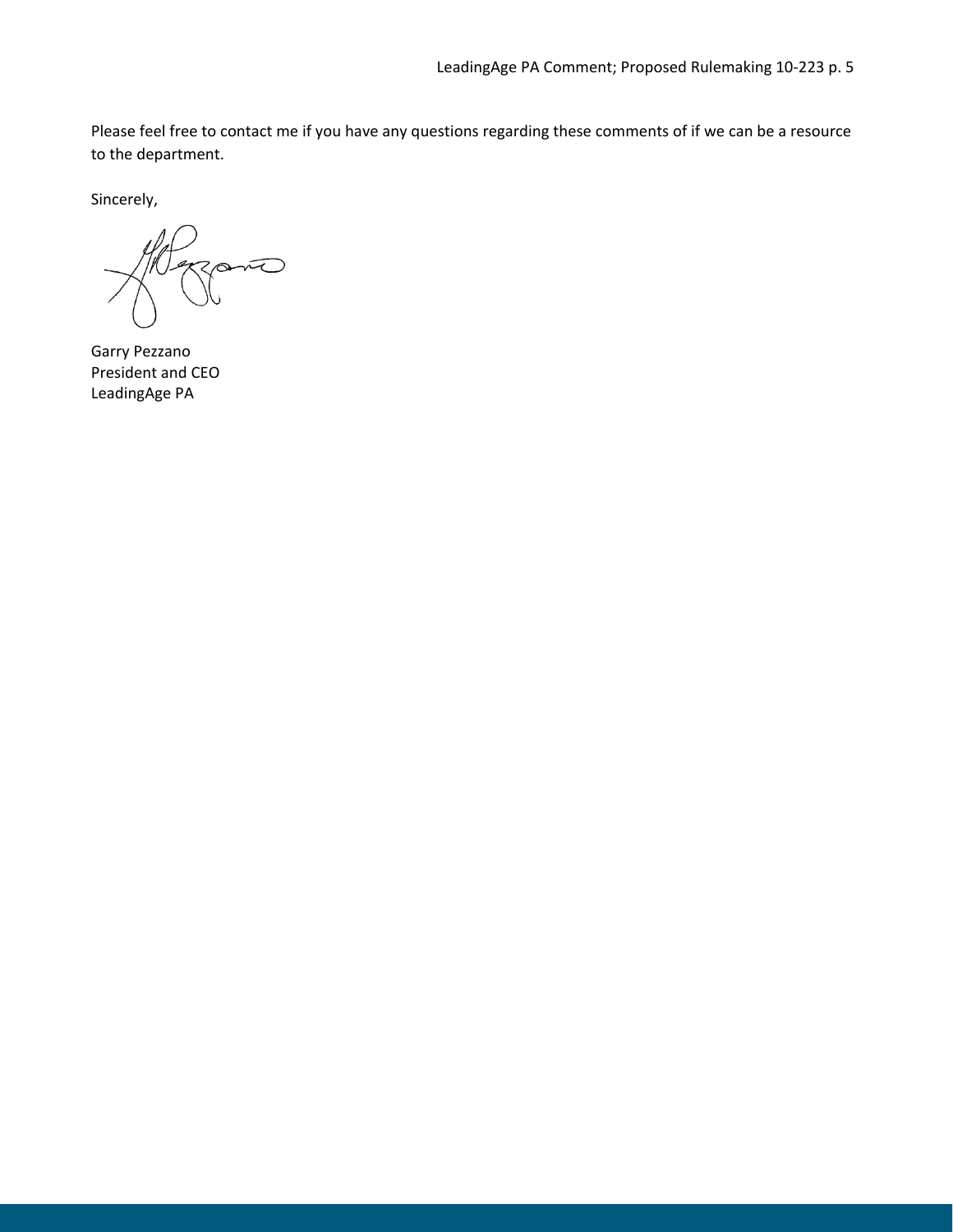Please feel free to contact me if you have any questions regarding these comments of if we can be a resource to the department.

Sincerely,

Garry Pezzano  
President and CEO  
LeadingAge PA